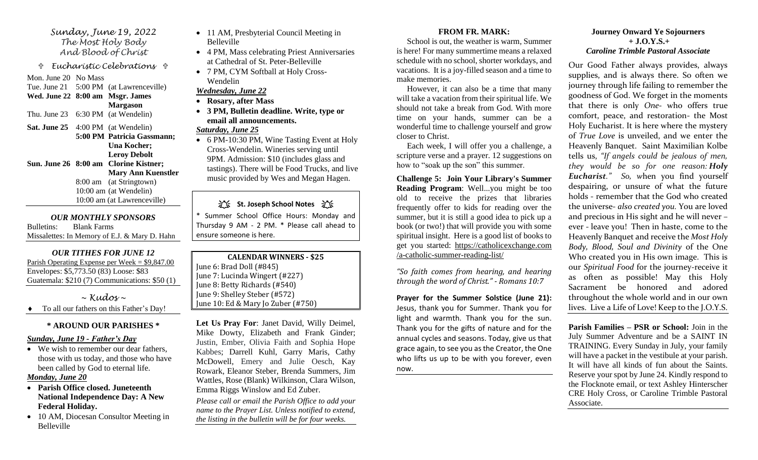*Sunday, June 19, 2022*
*The Most Holy Body*
*And Blood of Christ*

✞ *Eucharistic Celebrations* ✞

| | | |
|---|---|---|
| Mon. June 20 | No Mass | |
| Tue. June 21 | 5:00 PM | (at Lawrenceville) |
| **Wed. June 22** | **8:00 am** | **Msgr. James Margason** |
| Thu. June 23 | 6:30 PM | (at Wendelin) |
| **Sat. June 25** | 4:00 PM | (at Wendelin) |
| | **5:00 PM** | **Patricia Gassmann; Una Kocher; Leroy Debolt** |
| **Sun. June 26** | **8:00 am** | **Clorine Kistner; Mary Ann Kuenstler** |
| | 8:00 am | (at Stringtown) |
| | 10:00 am | (at Wendelin) |
| | 10:00 am | (at Lawrenceville) |

### *OUR MONTHLY SPONSORS*

Bulletins: Blank Farms
Missalettes: In Memory of E.J. & Mary D. Hahn

### *OUR TITHES FOR JUNE 12*

Parish Operating Expense per Week = $9,847.00
Envelopes: $5,773.50 (83) Loose: $83
Guatemala: $210 (7) Communications: $50 (1)

### *~ Kudos ~*

- To all our fathers on this Father's Day!

### \* AROUND OUR PARISHES \*

***Sunday, June 19 - Father's Day***

- We wish to remember our dear fathers, those with us today, and those who have been called by God to eternal life.

***Monday, June 20***

- **Parish Office closed. Juneteenth National Independence Day: A New Federal Holiday.**
- 10 AM, Diocesan Consultor Meeting in Belleville
- 11 AM, Presbyterial Council Meeting in Belleville
- 4 PM, Mass celebrating Priest Anniversaries at Cathedral of St. Peter-Belleville
- 7 PM, CYM Softball at Holy Cross-Wendelin

***Wednesday, June 22***

- **Rosary, after Mass**
- **3 PM, Bulletin deadline. Write, type or email all announcements.**

***Saturday, June 25***

- 6 PM-10:30 PM, Wine Tasting Event at Holy Cross-Wendelin. Wineries serving until 9PM. Admission: $10 (includes glass and tastings). There will be Food Trucks, and live music provided by Wes and Megan Hagen.

### St. Joseph School Notes

\* Summer School Office Hours: Monday and Thursday 9 AM - 2 PM. \* Please call ahead to ensure someone is here.

### CALENDAR WINNERS - $25

June 6: Brad Doll (#845)
June 7: Lucinda Wingert (#227)
June 8: Betty Richards (#540)
June 9: Shelley Steber (#572)
June 10: Ed & Mary Jo Zuber (#750)

**Let Us Pray For**: Janet David, Willy Deimel, Mike Dowty, Elizabeth and Frank Ginder; Justin, Ember, Olivia Faith and Sophia Hope Kabbes; Darrell Kuhl, Garry Maris, Cathy McDowell, Emery and Julie Oesch, Kay Rowark, Eleanor Steber, Brenda Summers, Jim Wattles, Rose (Blank) Wilkinson, Clara Wilson, Emma Riggs Winslow and Ed Zuber.

*Please call or email the Parish Office to add your name to the Prayer List. Unless notified to extend, the listing in the bulletin will be for four weeks.*

### FROM FR. MARK:

School is out, the weather is warm, Summer is here! For many summertime means a relaxed schedule with no school, shorter workdays, and vacations. It is a joy-filled season and a time to make memories.

However, it can also be a time that many will take a vacation from their spiritual life. We should not take a break from God. With more time on your hands, summer can be a wonderful time to challenge yourself and grow closer to Christ.

Each week, I will offer you a challenge, a scripture verse and a prayer. 12 suggestions on how to "soak up the son" this summer.

**Challenge 5: Join Your Library's Summer Reading Program**: Well...you might be too old to receive the prizes that libraries frequently offer to kids for reading over the summer, but it is still a good idea to pick up a book (or two!) that will provide you with some spiritual insight. Here is a good list of books to get you started: https://catholicexchange.com/a-catholic-summer-reading-list/

*"So faith comes from hearing, and hearing through the word of Christ." - Romans 10:7*

**Prayer for the Summer Solstice (June 21):** Jesus, thank you for Summer. Thank you for light and warmth. Thank you for the sun. Thank you for the gifts of nature and for the annual cycles and seasons. Today, give us that grace again, to see you as the Creator, the One who lifts us up to be with you forever, even now.

### Journey Onward Ye Sojourners
### + J.O.Y.S.+
### *Caroline Trimble Pastoral Associate*

Our Good Father always provides, always supplies, and is always there. So often we journey through life failing to remember the goodness of God. We forget in the moments that there is only *One*- who offers true comfort, peace, and restoration- the Most Holy Eucharist. It is here where the mystery of *True Love* is unveiled, and we enter the Heavenly Banquet. Saint Maximilian Kolbe tells us, *"If angels could be jealous of men, they would be so for one reason: **Holy Eucharist**." So, w*hen you find yourself despairing, or unsure of what the future holds - remember that the God who created the universe- *also created you.* You are loved and precious in His sight and he will never – ever - leave you! Then in haste, come to the Heavenly Banquet and receive the *Most Holy Body, Blood, Soul and Divinity* of the One Who created you in His own image. This is our *Spiritual Food* for the journey-receive it as often as possible! May this Holy Sacrament be honored and adored throughout the whole world and in our own lives. Live a Life of Love! Keep to the J.O.Y.S.

**Parish Families – PSR or School:** Join in the July Summer Adventure and be a SAINT IN TRAINING. Every Sunday in July, your family will have a packet in the vestibule at your parish. It will have all kinds of fun about the Saints. Reserve your spot by June 24. Kindly respond to the Flocknote email, or text Ashley Hinterscher CRE Holy Cross, or Caroline Trimble Pastoral Associate.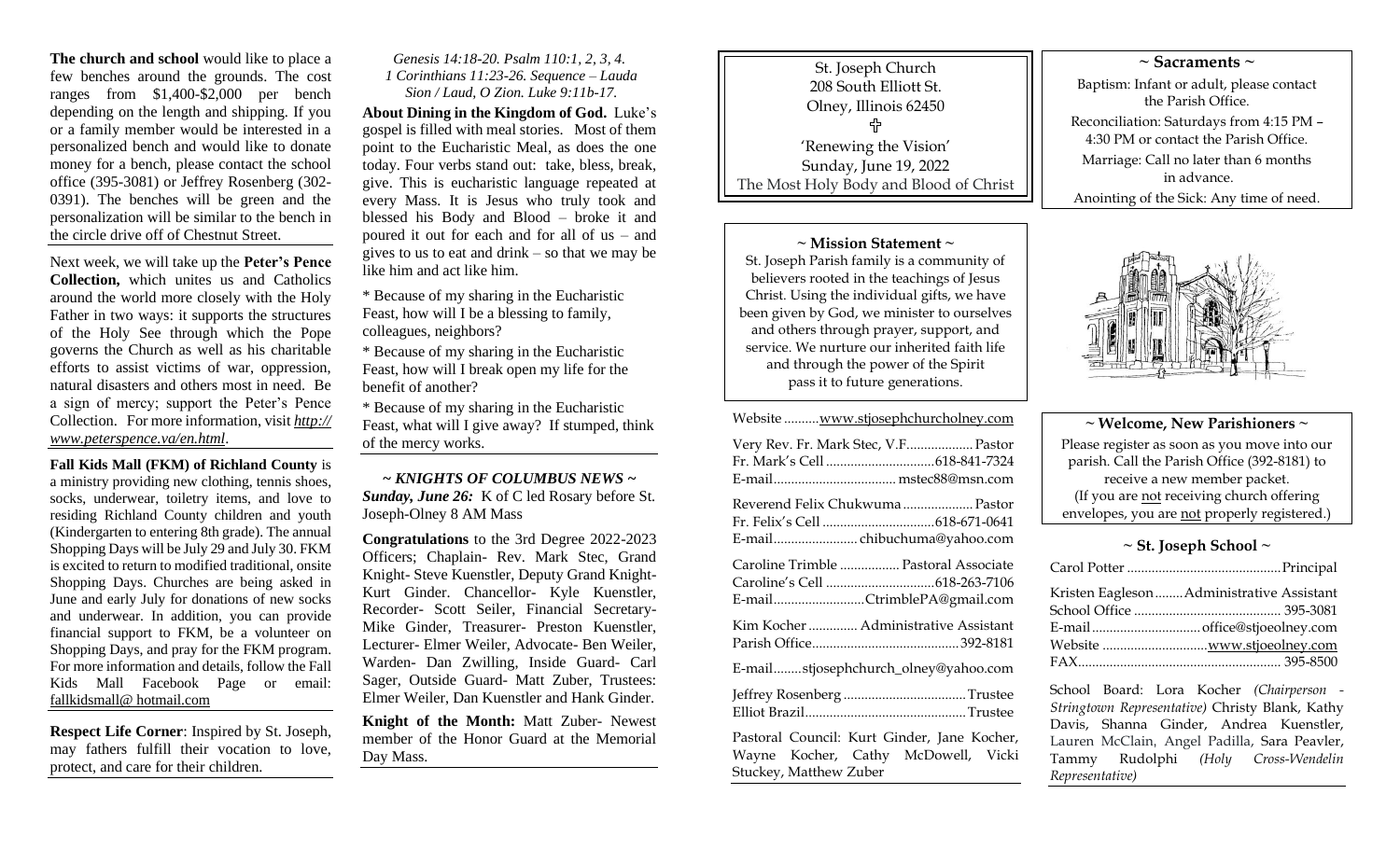**The church and school** would like to place a few benches around the grounds. The cost ranges from $1,400-$2,000 per bench depending on the length and shipping. If you or a family member would be interested in a personalized bench and would like to donate money for a bench, please contact the school office (395-3081) or Jeffrey Rosenberg (302-0391). The benches will be green and the personalization will be similar to the bench in the circle drive off of Chestnut Street.

Next week, we will take up the **Peter's Pence Collection,** which unites us and Catholics around the world more closely with the Holy Father in two ways: it supports the structures of the Holy See through which the Pope governs the Church as well as his charitable efforts to assist victims of war, oppression, natural disasters and others most in need. Be a sign of mercy; support the Peter's Pence Collection. For more information, visit *http://www.peterspence.va/en.html*.

**Fall Kids Mall (FKM) of Richland County** is a ministry providing new clothing, tennis shoes, socks, underwear, toiletry items, and love to residing Richland County children and youth (Kindergarten to entering 8th grade). The annual Shopping Days will be July 29 and July 30. FKM is excited to return to modified traditional, onsite Shopping Days. Churches are being asked in June and early July for donations of new socks and underwear. In addition, you can provide financial support to FKM, be a volunteer on Shopping Days, and pray for the FKM program. For more information and details, follow the Fall Kids Mall Facebook Page or email: fallkidsmall@ hotmail.com

**Respect Life Corner**: Inspired by St. Joseph, may fathers fulfill their vocation to love, protect, and care for their children.

*Genesis 14:18-20. Psalm 110:1, 2, 3, 4. 1 Corinthians 11:23-26. Sequence – Lauda Sion / Laud, O Zion. Luke 9:11b-17.*

**About Dining in the Kingdom of God.** Luke's gospel is filled with meal stories. Most of them point to the Eucharistic Meal, as does the one today. Four verbs stand out: take, bless, break, give. This is eucharistic language repeated at every Mass. It is Jesus who truly took and blessed his Body and Blood – broke it and poured it out for each and for all of us – and gives to us to eat and drink – so that we may be like him and act like him.

\* Because of my sharing in the Eucharistic Feast, how will I be a blessing to family, colleagues, neighbors?

\* Because of my sharing in the Eucharistic Feast, how will I break open my life for the benefit of another?

\* Because of my sharing in the Eucharistic Feast, what will I give away? If stumped, think of the mercy works.

## *~ KNIGHTS OF COLUMBUS NEWS ~*

***Sunday, June 26:*** K of C led Rosary before St. Joseph-Olney 8 AM Mass

**Congratulations** to the 3rd Degree 2022-2023 Officers; Chaplain- Rev. Mark Stec, Grand Knight- Steve Kuenstler, Deputy Grand Knight- Kurt Ginder. Chancellor- Kyle Kuenstler, Recorder- Scott Seiler, Financial Secretary- Mike Ginder, Treasurer- Preston Kuenstler, Lecturer- Elmer Weiler, Advocate- Ben Weiler, Warden- Dan Zwilling, Inside Guard- Carl Sager, Outside Guard- Matt Zuber, Trustees: Elmer Weiler, Dan Kuenstler and Hank Ginder.

**Knight of the Month:** Matt Zuber- Newest member of the Honor Guard at the Memorial Day Mass.

St. Joseph Church
208 South Elliott St.
Olney, Illinois 62450
✠
'Renewing the Vision'
Sunday, June 19, 2022
The Most Holy Body and Blood of Christ

## ~ Mission Statement ~

St. Joseph Parish family is a community of believers rooted in the teachings of Jesus Christ. Using the individual gifts, we have been given by God, we minister to ourselves and others through prayer, support, and service. We nurture our inherited faith life and through the power of the Spirit pass it to future generations.

Website .......... www.stjosephchurcholney.com

Very Rev. Fr. Mark Stec, V.F. .................. Pastor
Fr. Mark's Cell ............................... 618-841-7324
E-mail ................................... mstec88@msn.com

Reverend Felix Chukwuma .................... Pastor
Fr. Felix's Cell ................................ 618-671-0641
E-mail ........................ chibuchuma@yahoo.com

Caroline Trimble ................. Pastoral Associate
Caroline's Cell ............................... 618-263-7106
E-mail .......................... CtrimblePA@gmail.com

Kim Kocher .............. Administrative Assistant
Parish Office .......................................... 392-8181
E-mail ........ stjosephchurch_olney@yahoo.com

Jeffrey Rosenberg ................................... Trustee
Elliot Brazil .............................................. Trustee

Pastoral Council: Kurt Ginder, Jane Kocher, Wayne Kocher, Cathy McDowell, Vicki Stuckey, Matthew Zuber

## ~ Sacraments ~

Baptism: Infant or adult, please contact the Parish Office.
Reconciliation: Saturdays from 4:15 PM – 4:30 PM or contact the Parish Office.
Marriage: Call no later than 6 months in advance.
Anointing of the Sick: Any time of need.

## ~ Welcome, New Parishioners ~

Please register as soon as you move into our parish. Call the Parish Office (392-8181) to receive a new member packet.
(If you are not receiving church offering envelopes, you are not properly registered.)

## ~ St. Joseph School ~

Carol Potter ............................................ Principal

Kristen Eagleson ........ Administrative Assistant
School Office .......................................... 395-3081
E-mail ............................... office@stjoeolney.com
Website .............................. www.stjoeolney.com
FAX .......................................................... 395-8500

School Board: Lora Kocher *(Chairperson - Stringtown Representative)* Christy Blank, Kathy Davis, Shanna Ginder, Andrea Kuenstler, Lauren McClain, Angel Padilla, Sara Peavler, Tammy Rudolphi *(Holy Cross-Wendelin Representative)*